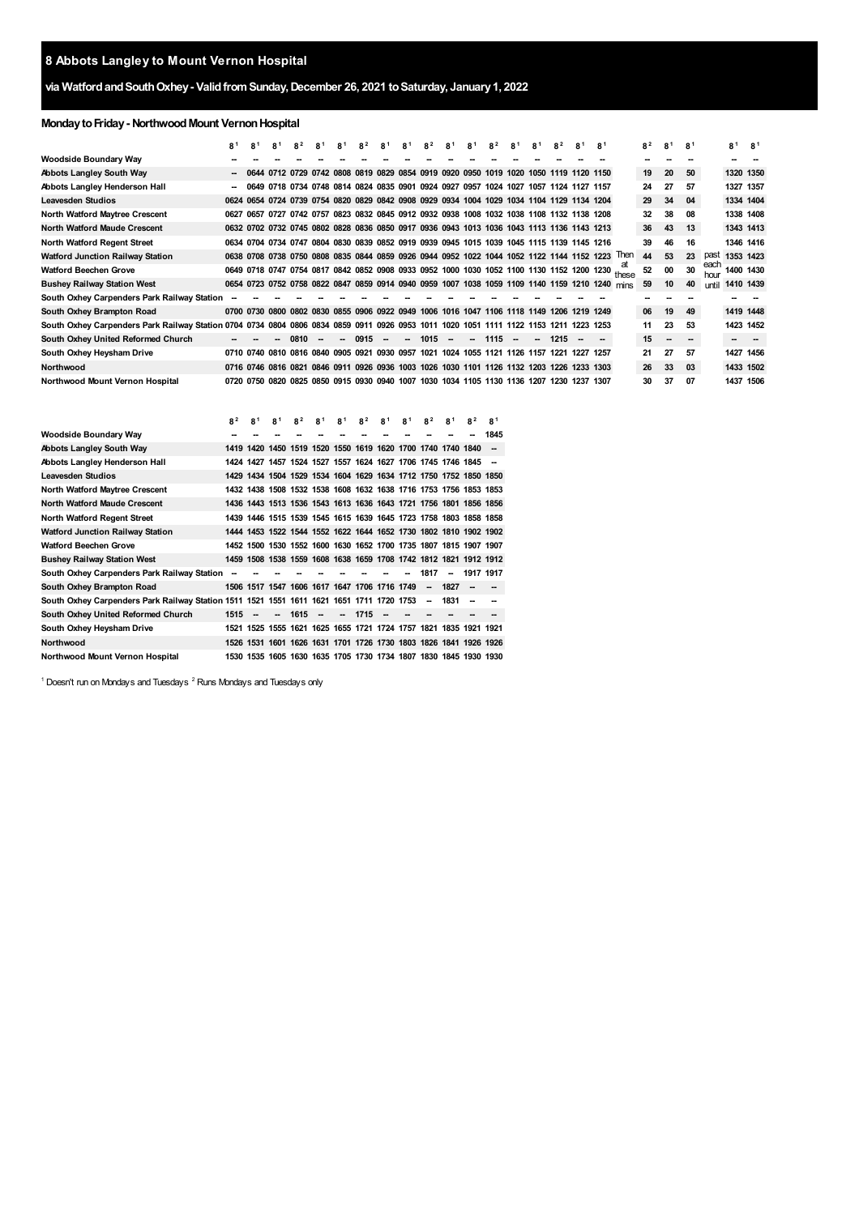# 8 Abbots Langley to Mount Vernon Hospital

## via Watford and South Oxhey - Valid from Sunday, December 26, 2021 to Saturday, January 1, 2022

### Monday to Friday - Northwood Mount Vernon Hospital

| | 8[1] | 8[1] | 8[1] | 8[2] | 8[1] | 8[1] | 8[2] | 8[1] | 8[1] | 8[2] | 8[1] | 8[1] | 8[2] | 8[1] | 8[1] | 8[2] | 8[1] | 8[1] | | 8[2] | 8[1] | 8[1] | | 8[1] | 8[1] |
|---|---|---|---|---|---|---|---|---|---|---|---|---|---|---|---|---|---|---|---|---|---|---|---|---|---|
| Woodside Boundary Way | -- | -- | -- | -- | -- | -- | -- | -- | -- | -- | -- | -- | -- | -- | -- | -- | -- | -- | | -- | -- | -- | | -- | -- |
| Abbots Langley South Way | -- | 0644 | 0712 | 0729 | 0742 | 0808 | 0819 | 0829 | 0854 | 0919 | 0920 | 0950 | 1019 | 1020 | 1050 | 1119 | 1120 | 1150 | | 19 | 20 | 50 | | 1320 | 1350 |
| Abbots Langley Henderson Hall | -- | 0649 | 0718 | 0734 | 0748 | 0814 | 0824 | 0835 | 0901 | 0924 | 0927 | 0957 | 1024 | 1027 | 1057 | 1124 | 1127 | 1157 | | 24 | 27 | 57 | | 1327 | 1357 |
| Leavesden Studios | 0624 | 0654 | 0724 | 0739 | 0754 | 0820 | 0829 | 0842 | 0908 | 0929 | 0934 | 1004 | 1029 | 1034 | 1104 | 1129 | 1134 | 1204 | | 29 | 34 | 04 | | 1334 | 1404 |
| North Watford Maytree Crescent | 0627 | 0657 | 0727 | 0742 | 0757 | 0823 | 0832 | 0845 | 0912 | 0932 | 0938 | 1008 | 1032 | 1038 | 1108 | 1132 | 1138 | 1208 | | 32 | 38 | 08 | | 1338 | 1408 |
| North Watford Maude Crescent | 0632 | 0702 | 0732 | 0745 | 0802 | 0828 | 0836 | 0850 | 0917 | 0936 | 0943 | 1013 | 1036 | 1043 | 1113 | 1136 | 1143 | 1213 | | 36 | 43 | 13 | | 1343 | 1413 |
| North Watford Regent Street | 0634 | 0704 | 0734 | 0747 | 0804 | 0830 | 0839 | 0852 | 0919 | 0939 | 0945 | 1015 | 1039 | 1045 | 1115 | 1139 | 1145 | 1216 | | 39 | 46 | 16 | | 1346 | 1416 |
| Watford Junction Railway Station | 0638 | 0708 | 0738 | 0750 | 0808 | 0835 | 0844 | 0859 | 0926 | 0944 | 0952 | 1022 | 1044 | 1052 | 1122 | 1144 | 1152 | 1223 | Then | 44 | 53 | 23 | past | 1353 | 1423 |
| Watford Beechen Grove | 0649 | 0718 | 0747 | 0754 | 0817 | 0842 | 0852 | 0908 | 0933 | 0952 | 1000 | 1030 | 1052 | 1100 | 1130 | 1152 | 1200 | 1230 | at these | 52 | 00 | 30 | each hour | 1400 | 1430 |
| Bushey Railway Station West | 0654 | 0723 | 0752 | 0758 | 0822 | 0847 | 0859 | 0914 | 0940 | 0959 | 1007 | 1038 | 1059 | 1109 | 1140 | 1159 | 1210 | 1240 | mins | 59 | 10 | 40 | until | 1410 | 1439 |
| South Oxhey Carpenders Park Railway Station | -- | -- | -- | -- | -- | -- | -- | -- | -- | -- | -- | -- | -- | -- | -- | -- | -- | -- | | -- | -- | -- | | -- | -- |
| South Oxhey Brampton Road | 0700 | 0730 | 0800 | 0802 | 0830 | 0855 | 0906 | 0922 | 0949 | 1006 | 1016 | 1047 | 1106 | 1118 | 1149 | 1206 | 1219 | 1249 | | 06 | 19 | 49 | | 1419 | 1448 |
| South Oxhey Carpenders Park Railway Station | 0704 | 0734 | 0804 | 0806 | 0834 | 0859 | 0911 | 0926 | 0953 | 1011 | 1020 | 1051 | 1111 | 1122 | 1153 | 1211 | 1223 | 1253 | | 11 | 23 | 53 | | 1423 | 1452 |
| South Oxhey United Reformed Church | -- | -- | -- | 0810 | -- | -- | 0915 | -- | -- | 1015 | -- | -- | 1115 | -- | -- | 1215 | -- | -- | | 15 | -- | -- | | -- | -- |
| South Oxhey Heysham Drive | 0710 | 0740 | 0810 | 0816 | 0840 | 0905 | 0921 | 0930 | 0957 | 1021 | 1024 | 1055 | 1121 | 1126 | 1157 | 1221 | 1227 | 1257 | | 21 | 27 | 57 | | 1427 | 1456 |
| Northwood | 0716 | 0746 | 0816 | 0821 | 0846 | 0911 | 0926 | 0936 | 1003 | 1026 | 1030 | 1101 | 1126 | 1132 | 1203 | 1226 | 1233 | 1303 | | 26 | 33 | 03 | | 1433 | 1502 |
| Northwood Mount Vernon Hospital | 0720 | 0750 | 0820 | 0825 | 0850 | 0915 | 0930 | 0940 | 1007 | 1030 | 1034 | 1105 | 1130 | 1136 | 1207 | 1230 | 1237 | 1307 | | 30 | 37 | 07 | | 1437 | 1506 |

| | 8[2] | 8[1] | 8[1] | 8[2] | 8[1] | 8[1] | 8[2] | 8[1] | 8[1] | 8[2] | 8[1] | 8[2] | 8[1] |
|---|---|---|---|---|---|---|---|---|---|---|---|---|---|
| Woodside Boundary Way | -- | -- | -- | -- | -- | -- | -- | -- | -- | -- | -- | -- | 1845 |
| Abbots Langley South Way | 1419 | 1420 | 1450 | 1519 | 1520 | 1550 | 1619 | 1620 | 1700 | 1740 | 1740 | 1840 | -- |
| Abbots Langley Henderson Hall | 1424 | 1427 | 1457 | 1524 | 1527 | 1557 | 1624 | 1627 | 1706 | 1745 | 1746 | 1845 | -- |
| Leavesden Studios | 1429 | 1434 | 1504 | 1529 | 1534 | 1604 | 1629 | 1634 | 1712 | 1750 | 1752 | 1850 | 1850 |
| North Watford Maytree Crescent | 1432 | 1438 | 1508 | 1532 | 1538 | 1608 | 1632 | 1638 | 1716 | 1753 | 1756 | 1853 | 1853 |
| North Watford Maude Crescent | 1436 | 1443 | 1513 | 1536 | 1543 | 1613 | 1636 | 1643 | 1721 | 1756 | 1801 | 1856 | 1856 |
| North Watford Regent Street | 1439 | 1446 | 1515 | 1539 | 1545 | 1615 | 1639 | 1645 | 1723 | 1758 | 1803 | 1858 | 1858 |
| Watford Junction Railway Station | 1444 | 1453 | 1522 | 1544 | 1552 | 1622 | 1644 | 1652 | 1730 | 1802 | 1810 | 1902 | 1902 |
| Watford Beechen Grove | 1452 | 1500 | 1530 | 1552 | 1600 | 1630 | 1652 | 1700 | 1735 | 1807 | 1815 | 1907 | 1907 |
| Bushey Railway Station West | 1459 | 1508 | 1538 | 1559 | 1608 | 1638 | 1659 | 1708 | 1742 | 1812 | 1821 | 1912 | 1912 |
| South Oxhey Carpenders Park Railway Station | -- | -- | -- | -- | -- | -- | -- | -- | -- | 1817 | -- | 1917 | 1917 |
| South Oxhey Brampton Road | 1506 | 1517 | 1547 | 1606 | 1617 | 1647 | 1706 | 1716 | 1749 | -- | 1827 | -- | -- |
| South Oxhey Carpenders Park Railway Station | 1511 | 1521 | 1551 | 1611 | 1621 | 1651 | 1711 | 1720 | 1753 | -- | 1831 | -- | -- |
| South Oxhey United Reformed Church | 1515 | -- | -- | 1615 | -- | -- | 1715 | -- | -- | -- | -- | -- | -- |
| South Oxhey Heysham Drive | 1521 | 1525 | 1555 | 1621 | 1625 | 1655 | 1721 | 1724 | 1757 | 1821 | 1835 | 1921 | 1921 |
| Northwood | 1526 | 1531 | 1601 | 1626 | 1631 | 1701 | 1726 | 1730 | 1803 | 1826 | 1841 | 1926 | 1926 |
| Northwood Mount Vernon Hospital | 1530 | 1535 | 1605 | 1630 | 1635 | 1705 | 1730 | 1734 | 1807 | 1830 | 1845 | 1930 | 1930 |

[1] Doesn't run on Mondays and Tuesdays [2] Runs Mondays and Tuesdays only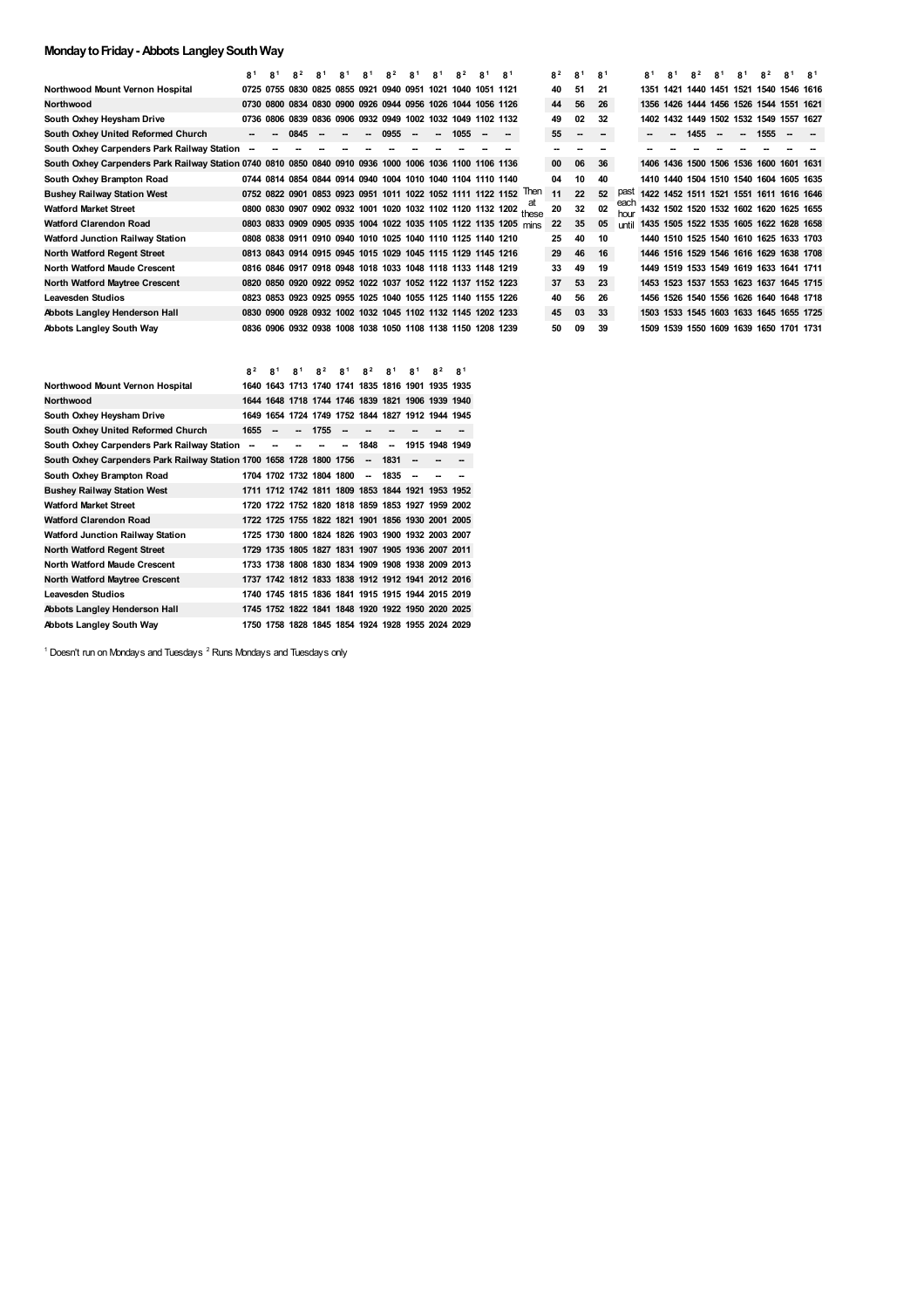## Monday to Friday - Abbots Langley South Way

| | 8[1] | 8[1] | 8[2] | 8[1] | 8[1] | 8[1] | 8[2] | 8[1] | 8[1] | 8[2] | 8[1] | 8[1] | | 8[2] | 8[1] | 8[1] | | 8[1] | 8[1] | 8[2] | 8[1] | 8[1] | 8[2] | 8[1] | 8[1] |
|---|---|---|---|---|---|---|---|---|---|---|---|---|---|---|---|---|---|---|---|---|---|---|---|---|---|
| Northwood Mount Vernon Hospital | 0725 | 0755 | 0830 | 0825 | 0855 | 0921 | 0940 | 0951 | 1021 | 1040 | 1051 | 1121 | | 40 | 51 | 21 | | 1351 | 1421 | 1440 | 1451 | 1521 | 1540 | 1546 | 1616 |
| Northwood | 0730 | 0800 | 0834 | 0830 | 0900 | 0926 | 0944 | 0956 | 1026 | 1044 | 1056 | 1126 | | 44 | 56 | 26 | | 1356 | 1426 | 1444 | 1456 | 1526 | 1544 | 1551 | 1621 |
| South Oxhey Heysham Drive | 0736 | 0806 | 0839 | 0836 | 0906 | 0932 | 0949 | 1002 | 1032 | 1049 | 1102 | 1132 | | 49 | 02 | 32 | | 1402 | 1432 | 1449 | 1502 | 1532 | 1549 | 1557 | 1627 |
| South Oxhey United Reformed Church | -- | -- | 0845 | -- | -- | -- | 0955 | -- | -- | 1055 | -- | -- | | 55 | -- | -- | | -- | -- | 1455 | -- | -- | 1555 | -- | -- |
| South Oxhey Carpenders Park Railway Station | -- | -- | -- | -- | -- | -- | -- | -- | -- | -- | -- | -- | | -- | -- | -- | | -- | -- | -- | -- | -- | -- | -- | -- |
| South Oxhey Carpenders Park Railway Station | 0740 | 0810 | 0850 | 0840 | 0910 | 0936 | 1000 | 1006 | 1036 | 1100 | 1106 | 1136 | | 00 | 06 | 36 | | 1406 | 1436 | 1500 | 1506 | 1536 | 1600 | 1601 | 1631 |
| South Oxhey Brampton Road | 0744 | 0814 | 0854 | 0844 | 0914 | 0940 | 1004 | 1010 | 1040 | 1104 | 1110 | 1140 | | 04 | 10 | 40 | | 1410 | 1440 | 1504 | 1510 | 1540 | 1604 | 1605 | 1635 |
| Bushey Railway Station West | 0752 | 0822 | 0901 | 0853 | 0923 | 0951 | 1011 | 1022 | 1052 | 1111 | 1122 | 1152 | Then | 11 | 22 | 52 | past | 1422 | 1452 | 1511 | 1521 | 1551 | 1611 | 1616 | 1646 |
| Watford Market Street | 0800 | 0830 | 0907 | 0902 | 0932 | 1001 | 1020 | 1032 | 1102 | 1120 | 1132 | 1202 | at these | 20 | 32 | 02 | each hour | 1432 | 1502 | 1520 | 1532 | 1602 | 1620 | 1625 | 1655 |
| Watford Clarendon Road | 0803 | 0833 | 0909 | 0905 | 0935 | 1004 | 1022 | 1035 | 1105 | 1122 | 1135 | 1205 | mins | 22 | 35 | 05 | until | 1435 | 1505 | 1522 | 1535 | 1605 | 1622 | 1628 | 1658 |
| Watford Junction Railway Station | 0808 | 0838 | 0911 | 0910 | 0940 | 1010 | 1025 | 1040 | 1110 | 1125 | 1140 | 1210 | | 25 | 40 | 10 | | 1440 | 1510 | 1525 | 1540 | 1610 | 1625 | 1633 | 1703 |
| North Watford Regent Street | 0813 | 0843 | 0914 | 0915 | 0945 | 1015 | 1029 | 1045 | 1115 | 1129 | 1145 | 1216 | | 29 | 46 | 16 | | 1446 | 1516 | 1529 | 1546 | 1616 | 1629 | 1638 | 1708 |
| North Watford Maude Crescent | 0816 | 0846 | 0917 | 0918 | 0948 | 1018 | 1033 | 1048 | 1118 | 1133 | 1148 | 1219 | | 33 | 49 | 19 | | 1449 | 1519 | 1533 | 1549 | 1619 | 1633 | 1641 | 1711 |
| North Watford Maytree Crescent | 0820 | 0850 | 0920 | 0922 | 0952 | 1022 | 1037 | 1052 | 1122 | 1137 | 1152 | 1223 | | 37 | 53 | 23 | | 1453 | 1523 | 1537 | 1553 | 1623 | 1637 | 1645 | 1715 |
| Leavesden Studios | 0823 | 0853 | 0923 | 0925 | 0955 | 1025 | 1040 | 1055 | 1125 | 1140 | 1155 | 1226 | | 40 | 56 | 26 | | 1456 | 1526 | 1540 | 1556 | 1626 | 1640 | 1648 | 1718 |
| Abbots Langley Henderson Hall | 0830 | 0900 | 0928 | 0932 | 1002 | 1032 | 1045 | 1102 | 1132 | 1145 | 1202 | 1233 | | 45 | 03 | 33 | | 1503 | 1533 | 1545 | 1603 | 1633 | 1645 | 1655 | 1725 |
| Abbots Langley South Way | 0836 | 0906 | 0932 | 0938 | 1008 | 1038 | 1050 | 1108 | 1138 | 1150 | 1208 | 1239 | | 50 | 09 | 39 | | 1509 | 1539 | 1550 | 1609 | 1639 | 1650 | 1701 | 1731 |

| | 8[2] | 8[1] | 8[1] | 8[2] | 8[1] | 8[2] | 8[1] | 8[1] | 8[2] | 8[1] |
|---|---|---|---|---|---|---|---|---|---|---|
| Northwood Mount Vernon Hospital | 1640 | 1643 | 1713 | 1740 | 1741 | 1835 | 1816 | 1901 | 1935 | 1935 |
| Northwood | 1644 | 1648 | 1718 | 1744 | 1746 | 1839 | 1821 | 1906 | 1939 | 1940 |
| South Oxhey Heysham Drive | 1649 | 1654 | 1724 | 1749 | 1752 | 1844 | 1827 | 1912 | 1944 | 1945 |
| South Oxhey United Reformed Church | 1655 | -- | -- | 1755 | -- | -- | -- | -- | -- | -- |
| South Oxhey Carpenders Park Railway Station | -- | -- | -- | -- | -- | 1848 | -- | 1915 | 1948 | 1949 |
| South Oxhey Carpenders Park Railway Station | 1700 | 1658 | 1728 | 1800 | 1756 | -- | 1831 | -- | -- | -- |
| South Oxhey Brampton Road | 1704 | 1702 | 1732 | 1804 | 1800 | -- | 1835 | -- | -- | -- |
| Bushey Railway Station West | 1711 | 1712 | 1742 | 1811 | 1809 | 1853 | 1844 | 1921 | 1953 | 1952 |
| Watford Market Street | 1720 | 1722 | 1752 | 1820 | 1818 | 1859 | 1853 | 1927 | 1959 | 2002 |
| Watford Clarendon Road | 1722 | 1725 | 1755 | 1822 | 1821 | 1901 | 1856 | 1930 | 2001 | 2005 |
| Watford Junction Railway Station | 1725 | 1730 | 1800 | 1824 | 1826 | 1903 | 1900 | 1932 | 2003 | 2007 |
| North Watford Regent Street | 1729 | 1735 | 1805 | 1827 | 1831 | 1907 | 1905 | 1936 | 2007 | 2011 |
| North Watford Maude Crescent | 1733 | 1738 | 1808 | 1830 | 1834 | 1909 | 1908 | 1938 | 2009 | 2013 |
| North Watford Maytree Crescent | 1737 | 1742 | 1812 | 1833 | 1838 | 1912 | 1912 | 1941 | 2012 | 2016 |
| Leavesden Studios | 1740 | 1745 | 1815 | 1836 | 1841 | 1915 | 1915 | 1944 | 2015 | 2019 |
| Abbots Langley Henderson Hall | 1745 | 1752 | 1822 | 1841 | 1848 | 1920 | 1922 | 1950 | 2020 | 2025 |
| Abbots Langley South Way | 1750 | 1758 | 1828 | 1845 | 1854 | 1924 | 1928 | 1955 | 2024 | 2029 |

[1] Doesn't run on Mondays and Tuesdays [2] Runs Mondays and Tuesdays only